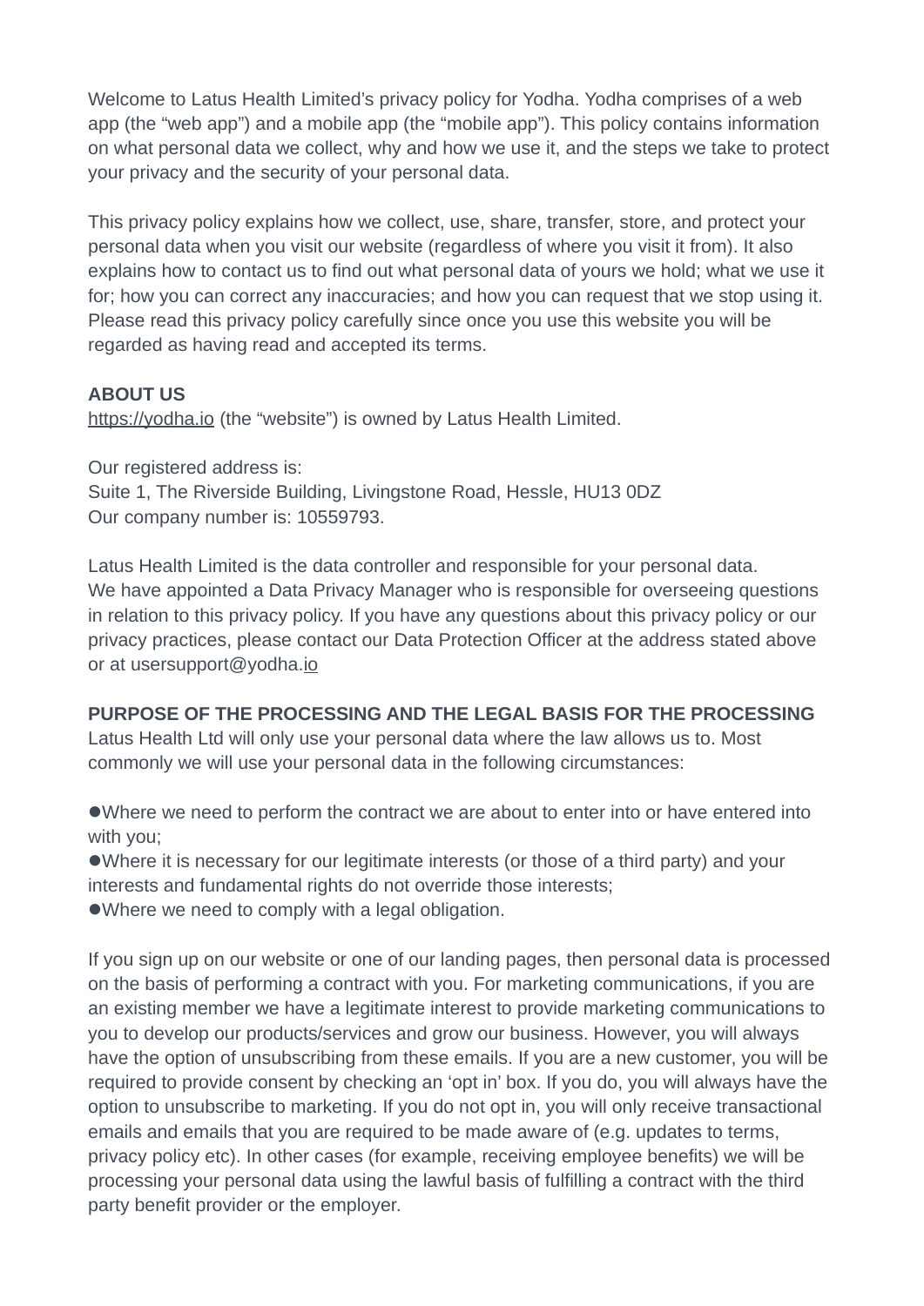Welcome to Latus Health Limited's privacy policy for Yodha. Yodha comprises of a web app (the "web app") and a mobile app (the "mobile app"). This policy contains information on what personal data we collect, why and how we use it, and the steps we take to protect your privacy and the security of your personal data.

This privacy policy explains how we collect, use, share, transfer, store, and protect your personal data when you visit our website (regardless of where you visit it from). It also explains how to contact us to find out what personal data of yours we hold; what we use it for; how you can correct any inaccuracies; and how you can request that we stop using it. Please read this privacy policy carefully since once you use this website you will be regarded as having read and accepted its terms.

**ABOUT US**

https://yodha.io (the "website") is owned by Latus Health Limited.

Our registered address is:
Suite 1, The Riverside Building, Livingstone Road, Hessle, HU13 0DZ
Our company number is: 10559793.

Latus Health Limited is the data controller and responsible for your personal data.
We have appointed a Data Privacy Manager who is responsible for overseeing questions in relation to this privacy policy. If you have any questions about this privacy policy or our privacy practices, please contact our Data Protection Officer at the address stated above or at usersupport@yodha.io

**PURPOSE OF THE PROCESSING AND THE LEGAL BASIS FOR THE PROCESSING**

Latus Health Ltd will only use your personal data where the law allows us to. Most commonly we will use your personal data in the following circumstances:

- Where we need to perform the contract we are about to enter into or have entered into with you;
- Where it is necessary for our legitimate interests (or those of a third party) and your interests and fundamental rights do not override those interests;
- Where we need to comply with a legal obligation.

If you sign up on our website or one of our landing pages, then personal data is processed on the basis of performing a contract with you. For marketing communications, if you are an existing member we have a legitimate interest to provide marketing communications to you to develop our products/services and grow our business. However, you will always have the option of unsubscribing from these emails. If you are a new customer, you will be required to provide consent by checking an 'opt in' box. If you do, you will always have the option to unsubscribe to marketing. If you do not opt in, you will only receive transactional emails and emails that you are required to be made aware of (e.g. updates to terms, privacy policy etc). In other cases (for example, receiving employee benefits) we will be processing your personal data using the lawful basis of fulfilling a contract with the third party benefit provider or the employer.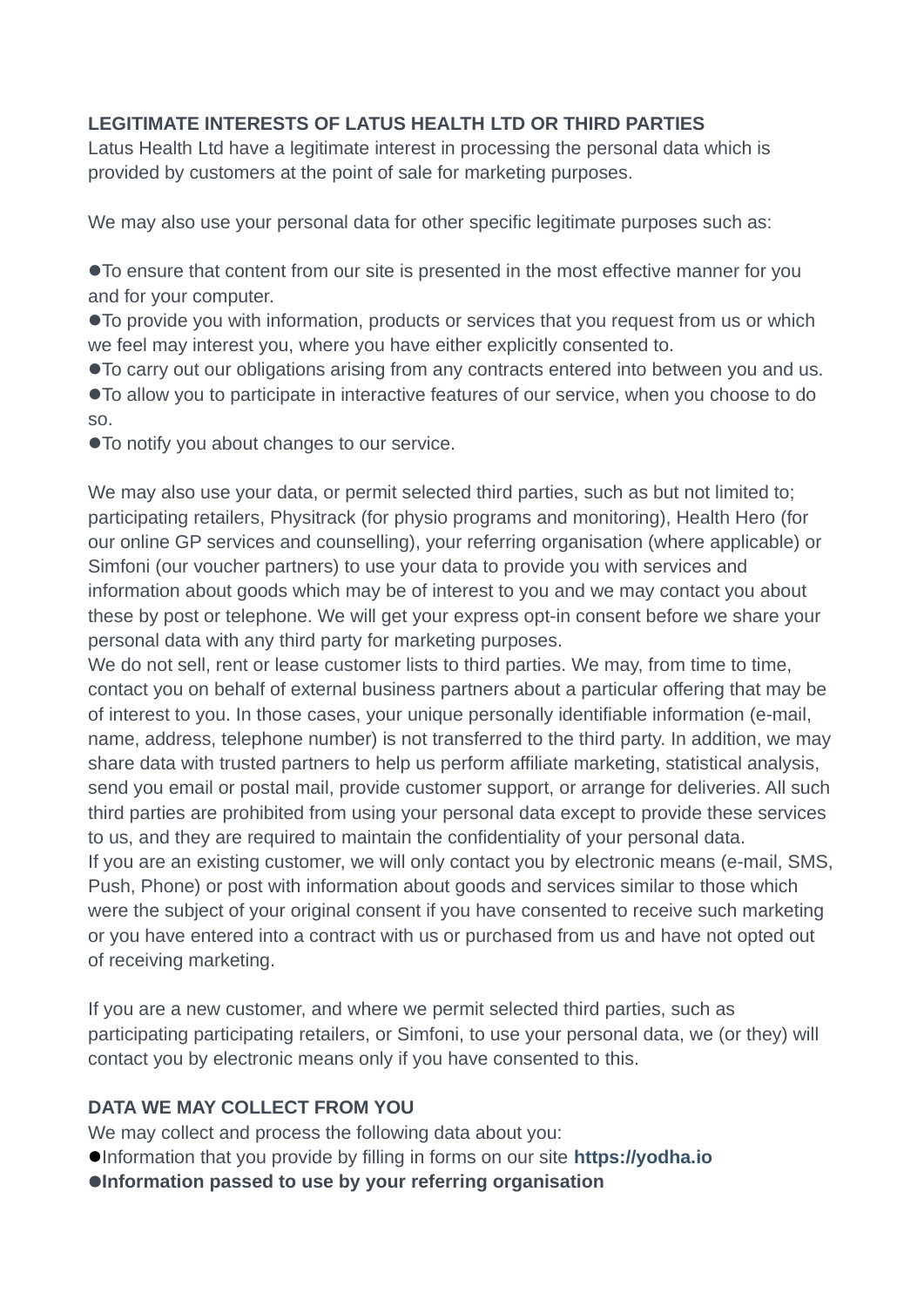**LEGITIMATE INTERESTS OF LATUS HEALTH LTD OR THIRD PARTIES**

Latus Health Ltd have a legitimate interest in processing the personal data which is provided by customers at the point of sale for marketing purposes.

We may also use your personal data for other specific legitimate purposes such as:

- To ensure that content from our site is presented in the most effective manner for you and for your computer.
- To provide you with information, products or services that you request from us or which we feel may interest you, where you have either explicitly consented to.
- To carry out our obligations arising from any contracts entered into between you and us.
- To allow you to participate in interactive features of our service, when you choose to do so.
- To notify you about changes to our service.

We may also use your data, or permit selected third parties, such as but not limited to; participating retailers, Physitrack (for physio programs and monitoring), Health Hero (for our online GP services and counselling), your referring organisation (where applicable) or Simfoni (our voucher partners) to use your data to provide you with services and information about goods which may be of interest to you and we may contact you about these by post or telephone. We will get your express opt-in consent before we share your personal data with any third party for marketing purposes.

We do not sell, rent or lease customer lists to third parties. We may, from time to time, contact you on behalf of external business partners about a particular offering that may be of interest to you. In those cases, your unique personally identifiable information (e-mail, name, address, telephone number) is not transferred to the third party. In addition, we may share data with trusted partners to help us perform affiliate marketing, statistical analysis, send you email or postal mail, provide customer support, or arrange for deliveries. All such third parties are prohibited from using your personal data except to provide these services to us, and they are required to maintain the confidentiality of your personal data.

If you are an existing customer, we will only contact you by electronic means (e-mail, SMS, Push, Phone) or post with information about goods and services similar to those which were the subject of your original consent if you have consented to receive such marketing or you have entered into a contract with us or purchased from us and have not opted out of receiving marketing.

If you are a new customer, and where we permit selected third parties, such as participating participating retailers, or Simfoni, to use your personal data, we (or they) will contact you by electronic means only if you have consented to this.

**DATA WE MAY COLLECT FROM YOU**

We may collect and process the following data about you:

- Information that you provide by filling in forms on our site **https://yodha.io**
- **Information passed to use by your referring organisation**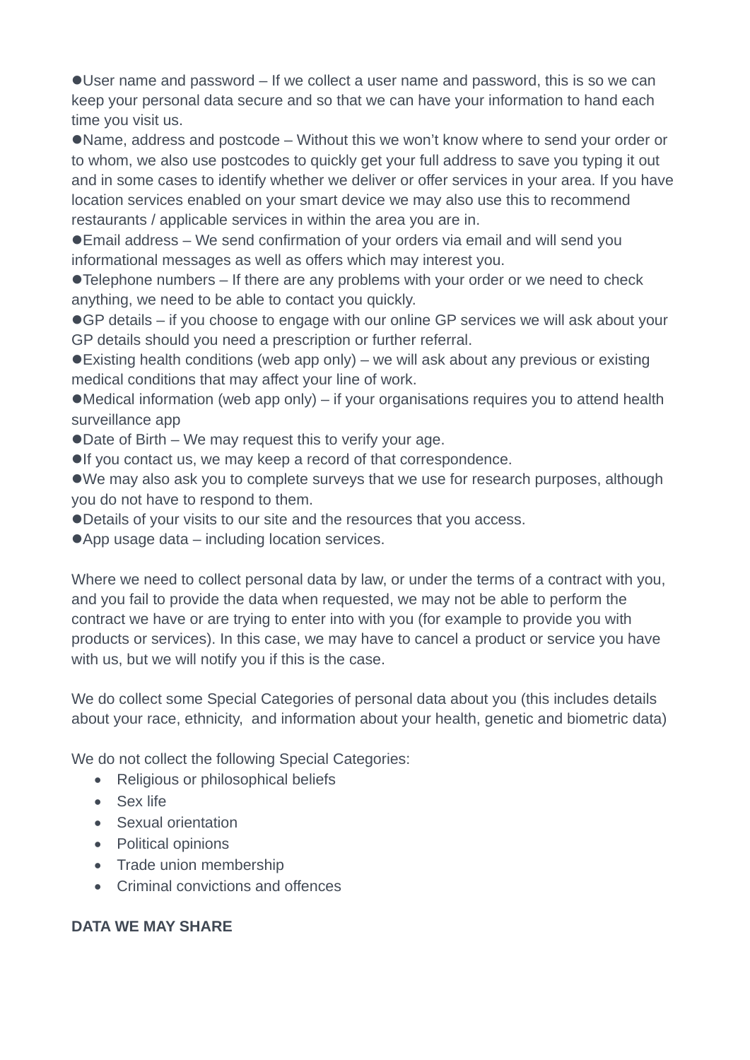- User name and password – If we collect a user name and password, this is so we can keep your personal data secure and so that we can have your information to hand each time you visit us.
- Name, address and postcode – Without this we won't know where to send your order or to whom, we also use postcodes to quickly get your full address to save you typing it out and in some cases to identify whether we deliver or offer services in your area. If you have location services enabled on your smart device we may also use this to recommend restaurants / applicable services in within the area you are in.
- Email address – We send confirmation of your orders via email and will send you informational messages as well as offers which may interest you.
- Telephone numbers – If there are any problems with your order or we need to check anything, we need to be able to contact you quickly.
- GP details – if you choose to engage with our online GP services we will ask about your GP details should you need a prescription or further referral.
- Existing health conditions (web app only) – we will ask about any previous or existing medical conditions that may affect your line of work.
- Medical information (web app only) – if your organisations requires you to attend health surveillance app
- Date of Birth – We may request this to verify your age.
- If you contact us, we may keep a record of that correspondence.
- We may also ask you to complete surveys that we use for research purposes, although you do not have to respond to them.
- Details of your visits to our site and the resources that you access.
- App usage data – including location services.

Where we need to collect personal data by law, or under the terms of a contract with you, and you fail to provide the data when requested, we may not be able to perform the contract we have or are trying to enter into with you (for example to provide you with products or services). In this case, we may have to cancel a product or service you have with us, but we will notify you if this is the case.

We do collect some Special Categories of personal data about you (this includes details about your race, ethnicity, and information about your health, genetic and biometric data)

We do not collect the following Special Categories:

- Religious or philosophical beliefs
- Sex life
- Sexual orientation
- Political opinions
- Trade union membership
- Criminal convictions and offences

**DATA WE MAY SHARE**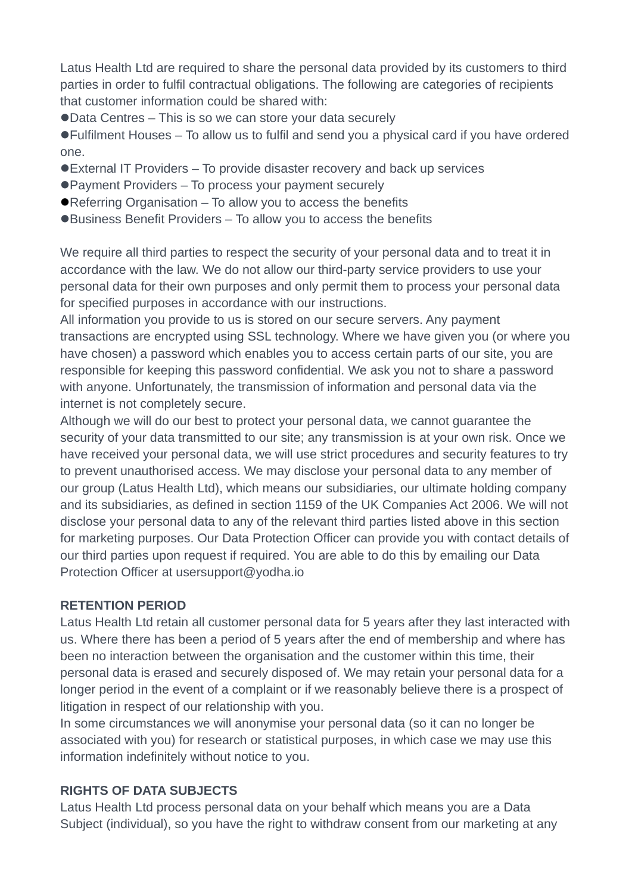Latus Health Ltd are required to share the personal data provided by its customers to third parties in order to fulfil contractual obligations. The following are categories of recipients that customer information could be shared with:

- Data Centres – This is so we can store your data securely
- Fulfilment Houses – To allow us to fulfil and send you a physical card if you have ordered one.
- External IT Providers – To provide disaster recovery and back up services
- Payment Providers – To process your payment securely
- Referring Organisation – To allow you to access the benefits
- Business Benefit Providers – To allow you to access the benefits

We require all third parties to respect the security of your personal data and to treat it in accordance with the law. We do not allow our third-party service providers to use your personal data for their own purposes and only permit them to process your personal data for specified purposes in accordance with our instructions.

All information you provide to us is stored on our secure servers. Any payment transactions are encrypted using SSL technology. Where we have given you (or where you have chosen) a password which enables you to access certain parts of our site, you are responsible for keeping this password confidential. We ask you not to share a password with anyone. Unfortunately, the transmission of information and personal data via the internet is not completely secure.

Although we will do our best to protect your personal data, we cannot guarantee the security of your data transmitted to our site; any transmission is at your own risk. Once we have received your personal data, we will use strict procedures and security features to try to prevent unauthorised access. We may disclose your personal data to any member of our group (Latus Health Ltd), which means our subsidiaries, our ultimate holding company and its subsidiaries, as defined in section 1159 of the UK Companies Act 2006. We will not disclose your personal data to any of the relevant third parties listed above in this section for marketing purposes. Our Data Protection Officer can provide you with contact details of our third parties upon request if required. You are able to do this by emailing our Data Protection Officer at usersupport@yodha.io

**RETENTION PERIOD**

Latus Health Ltd retain all customer personal data for 5 years after they last interacted with us. Where there has been a period of 5 years after the end of membership and where has been no interaction between the organisation and the customer within this time, their personal data is erased and securely disposed of. We may retain your personal data for a longer period in the event of a complaint or if we reasonably believe there is a prospect of litigation in respect of our relationship with you.

In some circumstances we will anonymise your personal data (so it can no longer be associated with you) for research or statistical purposes, in which case we may use this information indefinitely without notice to you.

**RIGHTS OF DATA SUBJECTS**

Latus Health Ltd process personal data on your behalf which means you are a Data Subject (individual), so you have the right to withdraw consent from our marketing at any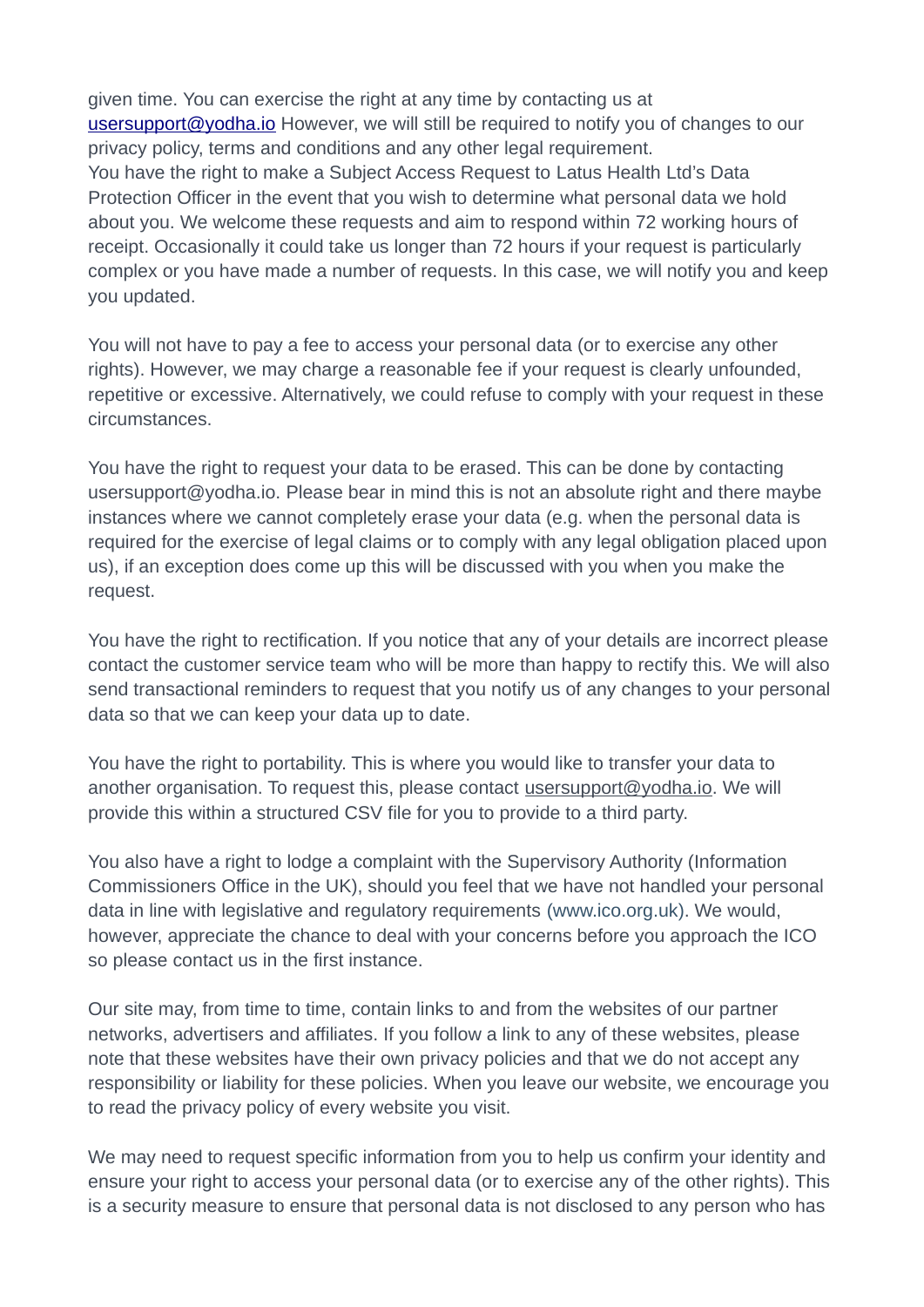given time. You can exercise the right at any time by contacting us at usersupport@yodha.io However, we will still be required to notify you of changes to our privacy policy, terms and conditions and any other legal requirement.
You have the right to make a Subject Access Request to Latus Health Ltd's Data Protection Officer in the event that you wish to determine what personal data we hold about you. We welcome these requests and aim to respond within 72 working hours of receipt. Occasionally it could take us longer than 72 hours if your request is particularly complex or you have made a number of requests. In this case, we will notify you and keep you updated.

You will not have to pay a fee to access your personal data (or to exercise any other rights). However, we may charge a reasonable fee if your request is clearly unfounded, repetitive or excessive. Alternatively, we could refuse to comply with your request in these circumstances.

You have the right to request your data to be erased. This can be done by contacting usersupport@yodha.io. Please bear in mind this is not an absolute right and there maybe instances where we cannot completely erase your data (e.g. when the personal data is required for the exercise of legal claims or to comply with any legal obligation placed upon us), if an exception does come up this will be discussed with you when you make the request.

You have the right to rectification. If you notice that any of your details are incorrect please contact the customer service team who will be more than happy to rectify this. We will also send transactional reminders to request that you notify us of any changes to your personal data so that we can keep your data up to date.

You have the right to portability. This is where you would like to transfer your data to another organisation. To request this, please contact usersupport@yodha.io. We will provide this within a structured CSV file for you to provide to a third party.

You also have a right to lodge a complaint with the Supervisory Authority (Information Commissioners Office in the UK), should you feel that we have not handled your personal data in line with legislative and regulatory requirements (www.ico.org.uk). We would, however, appreciate the chance to deal with your concerns before you approach the ICO so please contact us in the first instance.

Our site may, from time to time, contain links to and from the websites of our partner networks, advertisers and affiliates. If you follow a link to any of these websites, please note that these websites have their own privacy policies and that we do not accept any responsibility or liability for these policies. When you leave our website, we encourage you to read the privacy policy of every website you visit.

We may need to request specific information from you to help us confirm your identity and ensure your right to access your personal data (or to exercise any of the other rights). This is a security measure to ensure that personal data is not disclosed to any person who has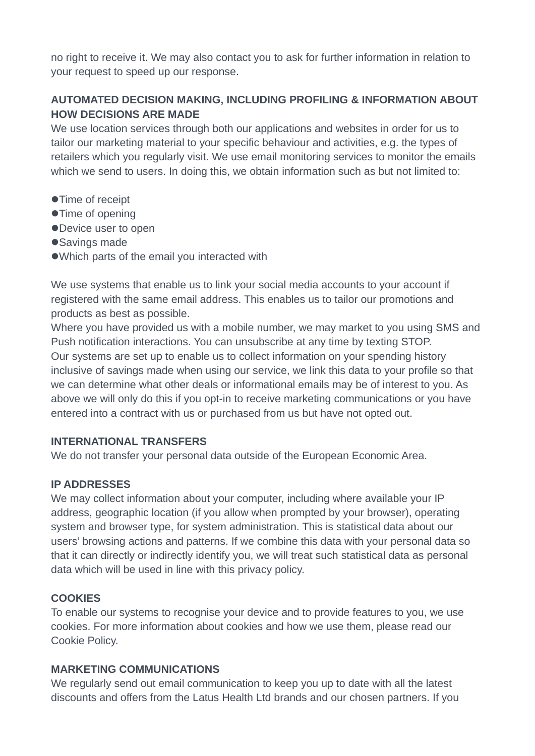no right to receive it. We may also contact you to ask for further information in relation to your request to speed up our response.

**AUTOMATED DECISION MAKING, INCLUDING PROFILING & INFORMATION ABOUT HOW DECISIONS ARE MADE**

We use location services through both our applications and websites in order for us to tailor our marketing material to your specific behaviour and activities, e.g. the types of retailers which you regularly visit. We use email monitoring services to monitor the emails which we send to users. In doing this, we obtain information such as but not limited to:

- Time of receipt
- Time of opening
- Device user to open
- Savings made
- Which parts of the email you interacted with

We use systems that enable us to link your social media accounts to your account if registered with the same email address. This enables us to tailor our promotions and products as best as possible.

Where you have provided us with a mobile number, we may market to you using SMS and Push notification interactions. You can unsubscribe at any time by texting STOP.

Our systems are set up to enable us to collect information on your spending history inclusive of savings made when using our service, we link this data to your profile so that we can determine what other deals or informational emails may be of interest to you. As above we will only do this if you opt-in to receive marketing communications or you have entered into a contract with us or purchased from us but have not opted out.

**INTERNATIONAL TRANSFERS**

We do not transfer your personal data outside of the European Economic Area.

**IP ADDRESSES**

We may collect information about your computer, including where available your IP address, geographic location (if you allow when prompted by your browser), operating system and browser type, for system administration. This is statistical data about our users' browsing actions and patterns. If we combine this data with your personal data so that it can directly or indirectly identify you, we will treat such statistical data as personal data which will be used in line with this privacy policy.

**COOKIES**

To enable our systems to recognise your device and to provide features to you, we use cookies. For more information about cookies and how we use them, please read our Cookie Policy.

**MARKETING COMMUNICATIONS**

We regularly send out email communication to keep you up to date with all the latest discounts and offers from the Latus Health Ltd brands and our chosen partners. If you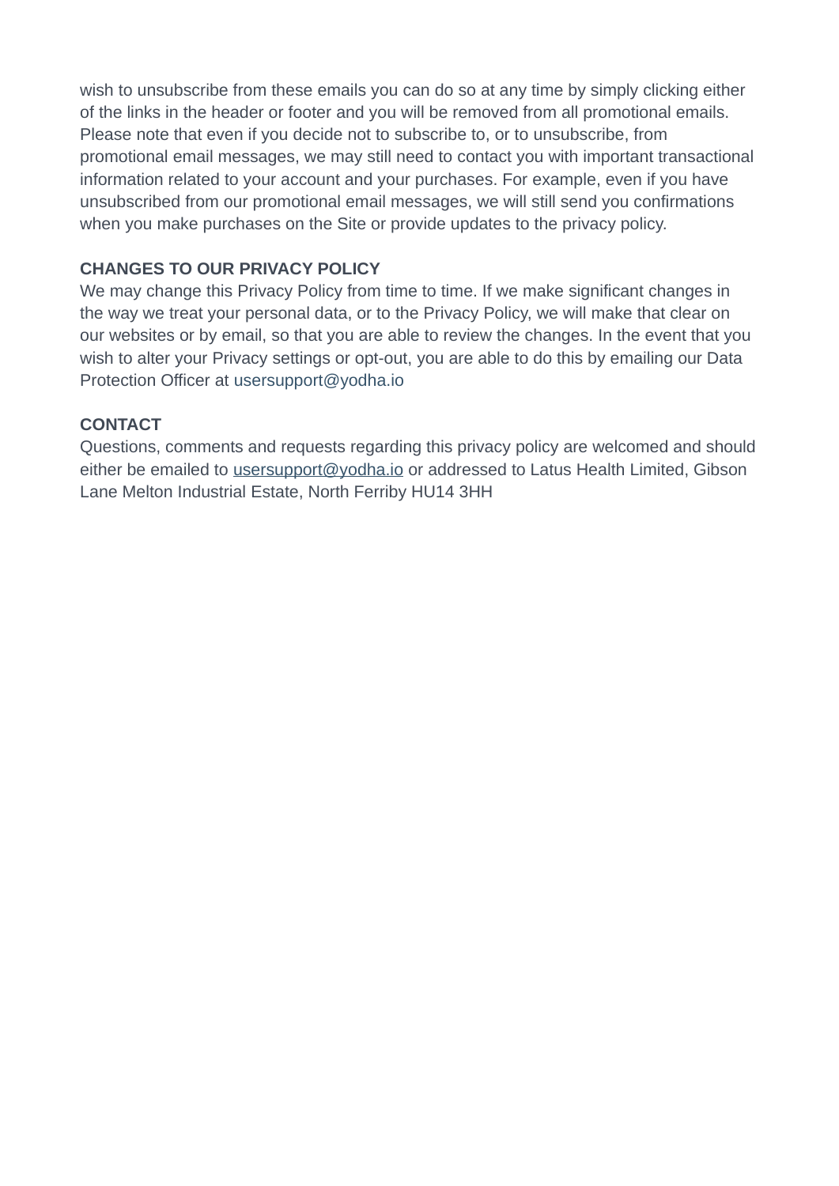wish to unsubscribe from these emails you can do so at any time by simply clicking either of the links in the header or footer and you will be removed from all promotional emails. Please note that even if you decide not to subscribe to, or to unsubscribe, from promotional email messages, we may still need to contact you with important transactional information related to your account and your purchases. For example, even if you have unsubscribed from our promotional email messages, we will still send you confirmations when you make purchases on the Site or provide updates to the privacy policy.

**CHANGES TO OUR PRIVACY POLICY**

We may change this Privacy Policy from time to time. If we make significant changes in the way we treat your personal data, or to the Privacy Policy, we will make that clear on our websites or by email, so that you are able to review the changes. In the event that you wish to alter your Privacy settings or opt-out, you are able to do this by emailing our Data Protection Officer at usersupport@yodha.io

**CONTACT**

Questions, comments and requests regarding this privacy policy are welcomed and should either be emailed to usersupport@yodha.io or addressed to Latus Health Limited, Gibson Lane Melton Industrial Estate, North Ferriby HU14 3HH